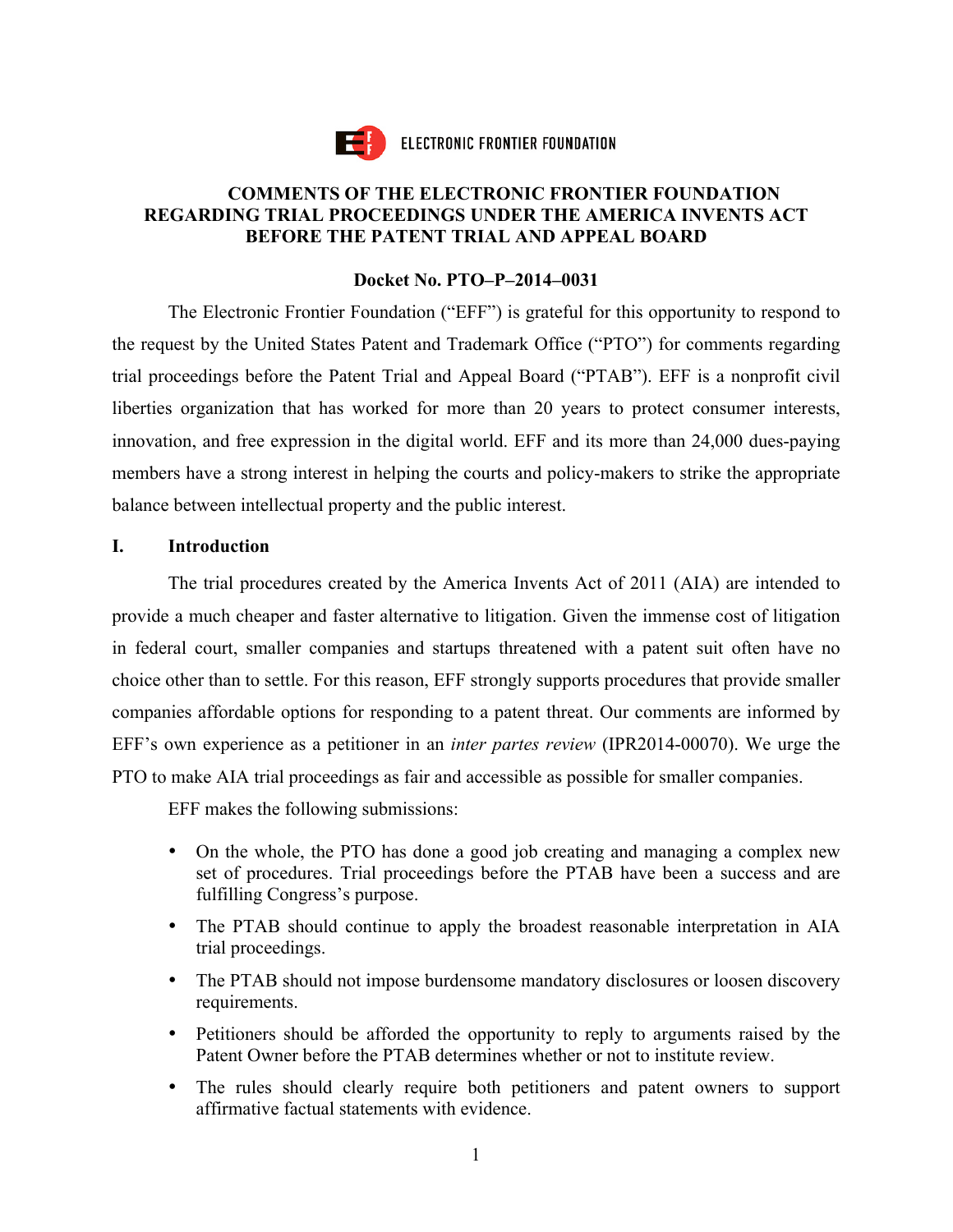ELECTRONIC FRONTIER FOUNDATION

# COMMENTS OF THE ELECTRONIC FRONTIER FOUNDATION REGARDING TRIAL PROCEEDINGS UNDER THE AMERICA INVENTS ACT BEFORE THE PATENT TRIAL AND APPEAL BOARD

**Docket No. PTO–P–2014–0031**

The Electronic Frontier Foundation ("EFF") is grateful for this opportunity to respond to the request by the United States Patent and Trademark Office ("PTO") for comments regarding trial proceedings before the Patent Trial and Appeal Board ("PTAB"). EFF is a nonprofit civil liberties organization that has worked for more than 20 years to protect consumer interests, innovation, and free expression in the digital world. EFF and its more than 24,000 dues-paying members have a strong interest in helping the courts and policy-makers to strike the appropriate balance between intellectual property and the public interest.

## I. Introduction

The trial procedures created by the America Invents Act of 2011 (AIA) are intended to provide a much cheaper and faster alternative to litigation. Given the immense cost of litigation in federal court, smaller companies and startups threatened with a patent suit often have no choice other than to settle. For this reason, EFF strongly supports procedures that provide smaller companies affordable options for responding to a patent threat. Our comments are informed by EFF's own experience as a petitioner in an *inter partes review* (IPR2014-00070). We urge the PTO to make AIA trial proceedings as fair and accessible as possible for smaller companies.

EFF makes the following submissions:

- On the whole, the PTO has done a good job creating and managing a complex new set of procedures. Trial proceedings before the PTAB have been a success and are fulfilling Congress's purpose.
- The PTAB should continue to apply the broadest reasonable interpretation in AIA trial proceedings.
- The PTAB should not impose burdensome mandatory disclosures or loosen discovery requirements.
- Petitioners should be afforded the opportunity to reply to arguments raised by the Patent Owner before the PTAB determines whether or not to institute review.
- The rules should clearly require both petitioners and patent owners to support affirmative factual statements with evidence.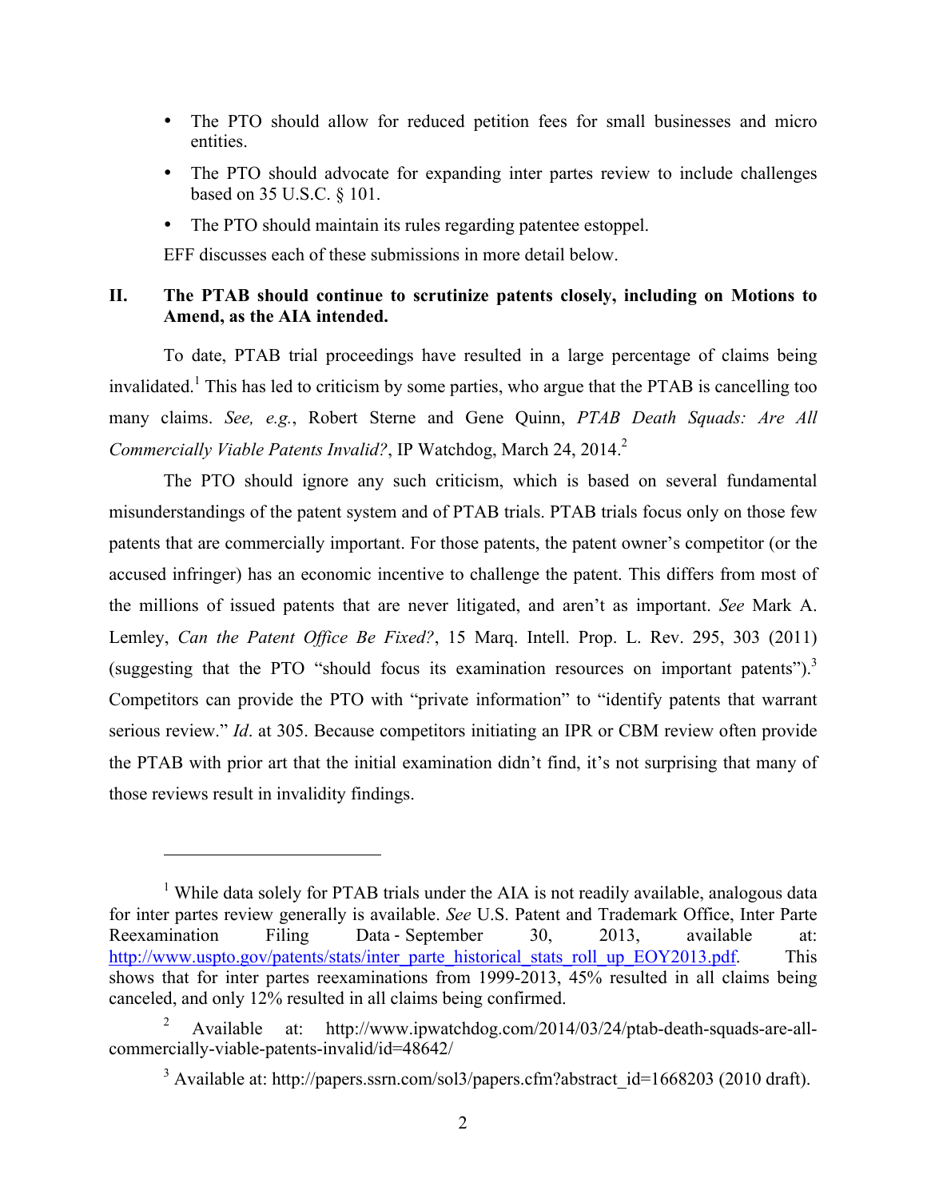- The PTO should allow for reduced petition fees for small businesses and micro entities.
- The PTO should advocate for expanding inter partes review to include challenges based on 35 U.S.C. § 101.
- The PTO should maintain its rules regarding patentee estoppel.

EFF discusses each of these submissions in more detail below.

## II. The PTAB should continue to scrutinize patents closely, including on Motions to Amend, as the AIA intended.

To date, PTAB trial proceedings have resulted in a large percentage of claims being invalidated.[1] This has led to criticism by some parties, who argue that the PTAB is cancelling too many claims. *See, e.g.*, Robert Sterne and Gene Quinn, *PTAB Death Squads: Are All Commercially Viable Patents Invalid?*, IP Watchdog, March 24, 2014.[2]

The PTO should ignore any such criticism, which is based on several fundamental misunderstandings of the patent system and of PTAB trials. PTAB trials focus only on those few patents that are commercially important. For those patents, the patent owner's competitor (or the accused infringer) has an economic incentive to challenge the patent. This differs from most of the millions of issued patents that are never litigated, and aren't as important. *See* Mark A. Lemley, *Can the Patent Office Be Fixed?*, 15 Marq. Intell. Prop. L. Rev. 295, 303 (2011) (suggesting that the PTO "should focus its examination resources on important patents").[3] Competitors can provide the PTO with "private information" to "identify patents that warrant serious review." *Id*. at 305. Because competitors initiating an IPR or CBM review often provide the PTAB with prior art that the initial examination didn't find, it's not surprising that many of those reviews result in invalidity findings.

---

[1] While data solely for PTAB trials under the AIA is not readily available, analogous data for inter partes review generally is available. *See* U.S. Patent and Trademark Office, Inter Parte Reexamination Filing Data - September 30, 2013, available at: http://www.uspto.gov/patents/stats/inter_parte_historical_stats_roll_up_EOY2013.pdf. This shows that for inter partes reexaminations from 1999-2013, 45% resulted in all claims being canceled, and only 12% resulted in all claims being confirmed.

[2] Available at: http://www.ipwatchdog.com/2014/03/24/ptab-death-squads-are-all-commercially-viable-patents-invalid/id=48642/

[3] Available at: http://papers.ssrn.com/sol3/papers.cfm?abstract_id=1668203 (2010 draft).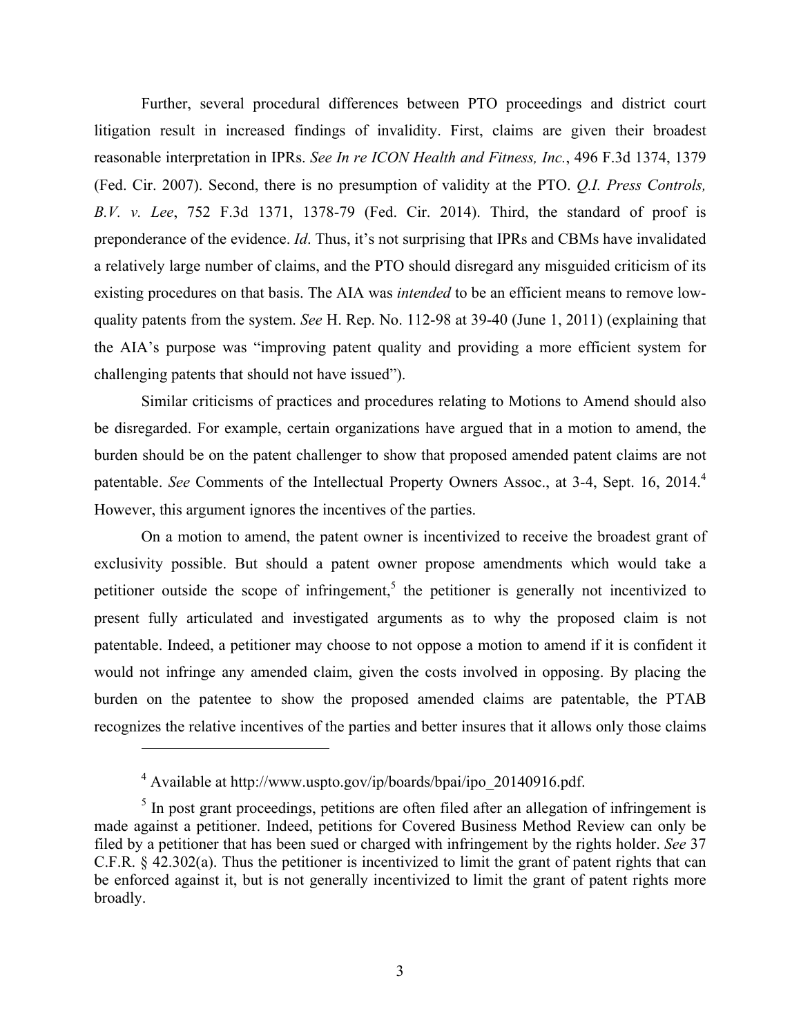Further, several procedural differences between PTO proceedings and district court litigation result in increased findings of invalidity. First, claims are given their broadest reasonable interpretation in IPRs. *See In re ICON Health and Fitness, Inc.*, 496 F.3d 1374, 1379 (Fed. Cir. 2007). Second, there is no presumption of validity at the PTO. *Q.I. Press Controls, B.V. v. Lee*, 752 F.3d 1371, 1378-79 (Fed. Cir. 2014). Third, the standard of proof is preponderance of the evidence. *Id*. Thus, it's not surprising that IPRs and CBMs have invalidated a relatively large number of claims, and the PTO should disregard any misguided criticism of its existing procedures on that basis. The AIA was *intended* to be an efficient means to remove low-quality patents from the system. *See* H. Rep. No. 112-98 at 39-40 (June 1, 2011) (explaining that the AIA's purpose was "improving patent quality and providing a more efficient system for challenging patents that should not have issued").

Similar criticisms of practices and procedures relating to Motions to Amend should also be disregarded. For example, certain organizations have argued that in a motion to amend, the burden should be on the patent challenger to show that proposed amended patent claims are not patentable. *See* Comments of the Intellectual Property Owners Assoc., at 3-4, Sept. 16, 2014.[4] However, this argument ignores the incentives of the parties.

On a motion to amend, the patent owner is incentivized to receive the broadest grant of exclusivity possible. But should a patent owner propose amendments which would take a petitioner outside the scope of infringement,[5] the petitioner is generally not incentivized to present fully articulated and investigated arguments as to why the proposed claim is not patentable. Indeed, a petitioner may choose to not oppose a motion to amend if it is confident it would not infringe any amended claim, given the costs involved in opposing. By placing the burden on the patentee to show the proposed amended claims are patentable, the PTAB recognizes the relative incentives of the parties and better insures that it allows only those claims

---

[4] Available at http://www.uspto.gov/ip/boards/bpai/ipo_20140916.pdf.

[5] In post grant proceedings, petitions are often filed after an allegation of infringement is made against a petitioner. Indeed, petitions for Covered Business Method Review can only be filed by a petitioner that has been sued or charged with infringement by the rights holder. *See* 37 C.F.R. § 42.302(a). Thus the petitioner is incentivized to limit the grant of patent rights that can be enforced against it, but is not generally incentivized to limit the grant of patent rights more broadly.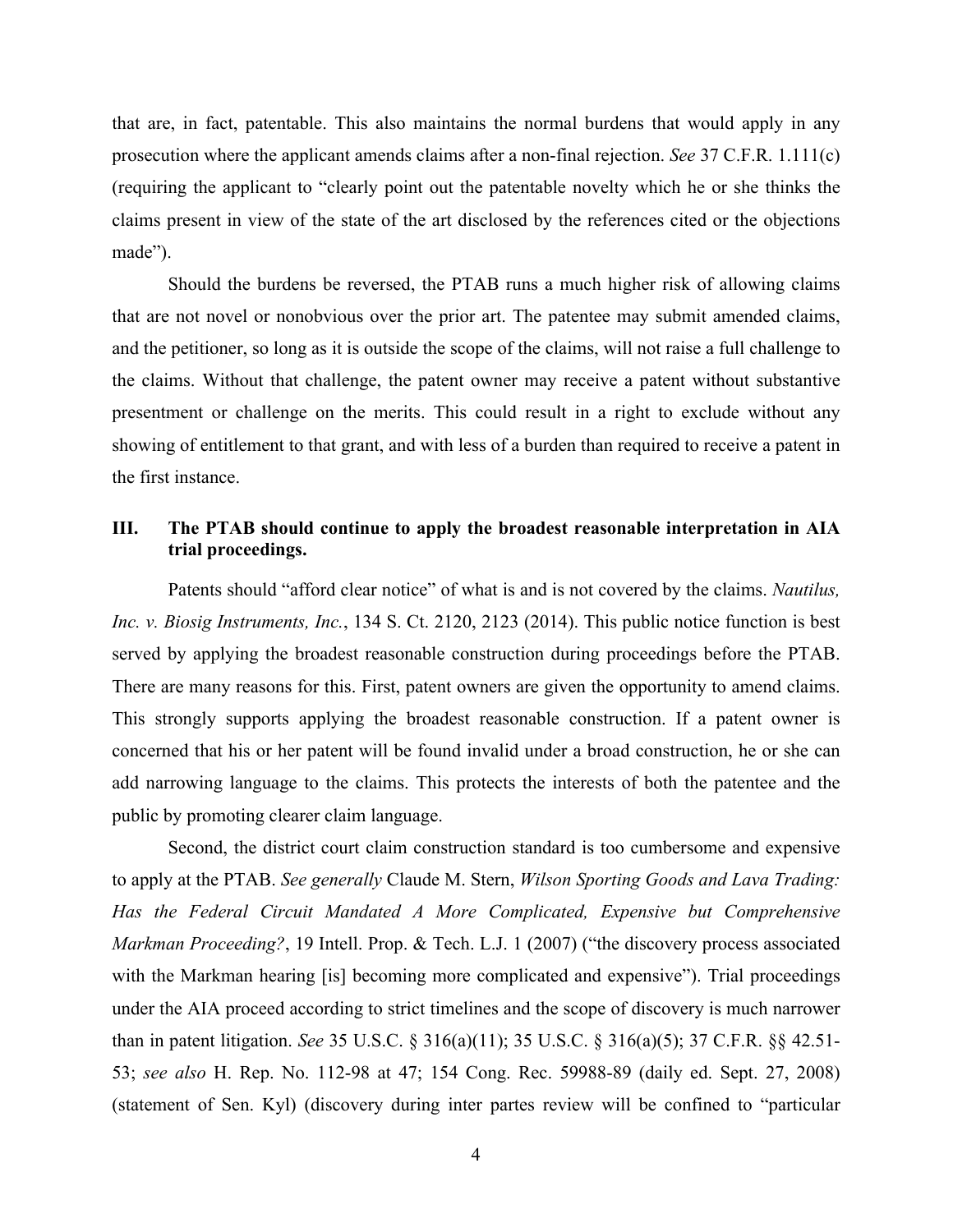that are, in fact, patentable. This also maintains the normal burdens that would apply in any prosecution where the applicant amends claims after a non-final rejection. *See* 37 C.F.R. 1.111(c) (requiring the applicant to "clearly point out the patentable novelty which he or she thinks the claims present in view of the state of the art disclosed by the references cited or the objections made").

Should the burdens be reversed, the PTAB runs a much higher risk of allowing claims that are not novel or nonobvious over the prior art. The patentee may submit amended claims, and the petitioner, so long as it is outside the scope of the claims, will not raise a full challenge to the claims. Without that challenge, the patent owner may receive a patent without substantive presentment or challenge on the merits. This could result in a right to exclude without any showing of entitlement to that grant, and with less of a burden than required to receive a patent in the first instance.

## III. The PTAB should continue to apply the broadest reasonable interpretation in AIA trial proceedings.

Patents should "afford clear notice" of what is and is not covered by the claims. *Nautilus, Inc. v. Biosig Instruments, Inc.*, 134 S. Ct. 2120, 2123 (2014). This public notice function is best served by applying the broadest reasonable construction during proceedings before the PTAB. There are many reasons for this. First, patent owners are given the opportunity to amend claims. This strongly supports applying the broadest reasonable construction. If a patent owner is concerned that his or her patent will be found invalid under a broad construction, he or she can add narrowing language to the claims. This protects the interests of both the patentee and the public by promoting clearer claim language.

Second, the district court claim construction standard is too cumbersome and expensive to apply at the PTAB. *See generally* Claude M. Stern, *Wilson Sporting Goods and Lava Trading: Has the Federal Circuit Mandated A More Complicated, Expensive but Comprehensive Markman Proceeding?*, 19 Intell. Prop. & Tech. L.J. 1 (2007) ("the discovery process associated with the Markman hearing [is] becoming more complicated and expensive"). Trial proceedings under the AIA proceed according to strict timelines and the scope of discovery is much narrower than in patent litigation. *See* 35 U.S.C. § 316(a)(11); 35 U.S.C. § 316(a)(5); 37 C.F.R. §§ 42.51-53; *see also* H. Rep. No. 112-98 at 47; 154 Cong. Rec. 59988-89 (daily ed. Sept. 27, 2008) (statement of Sen. Kyl) (discovery during inter partes review will be confined to "particular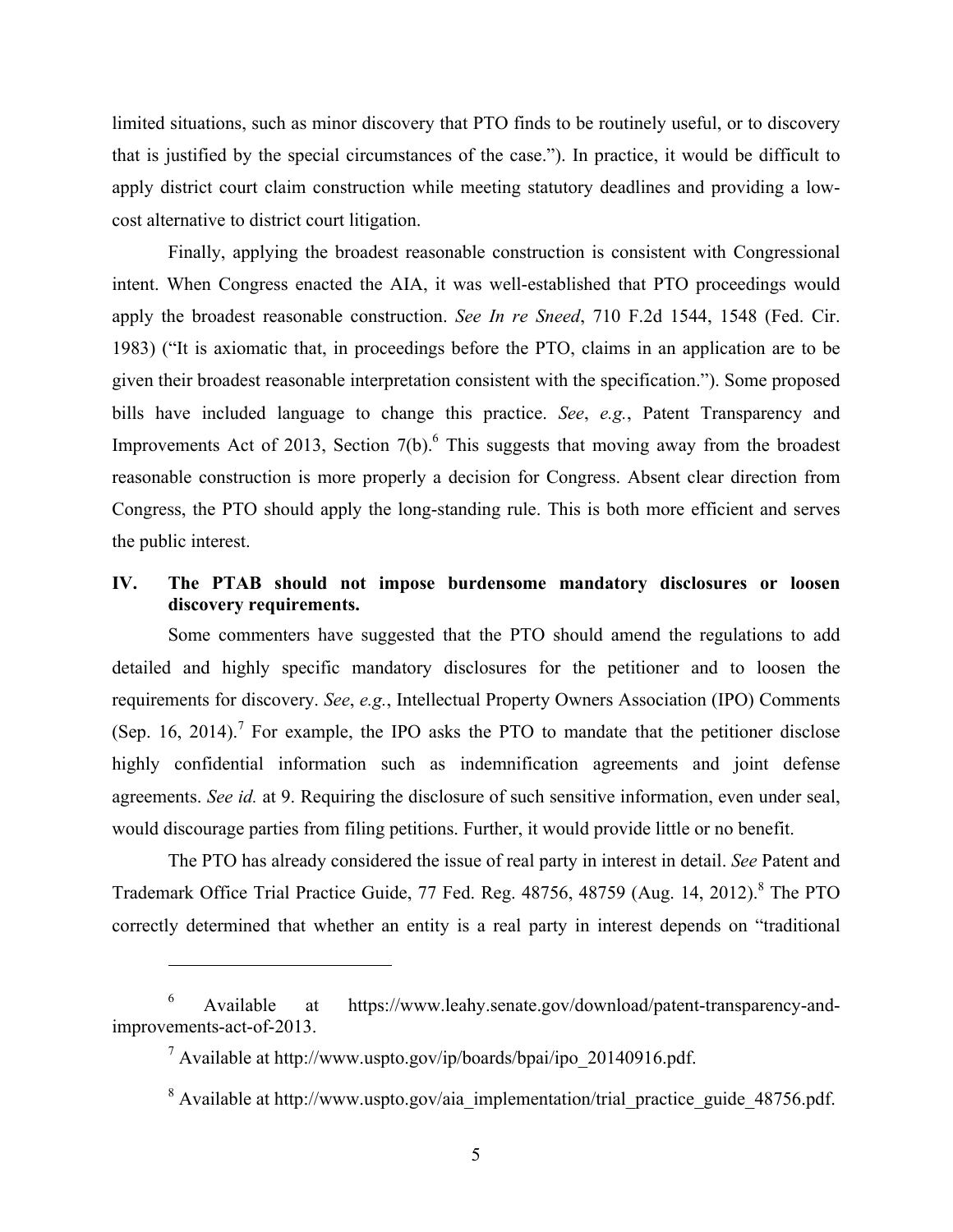limited situations, such as minor discovery that PTO finds to be routinely useful, or to discovery that is justified by the special circumstances of the case."). In practice, it would be difficult to apply district court claim construction while meeting statutory deadlines and providing a low-cost alternative to district court litigation.

Finally, applying the broadest reasonable construction is consistent with Congressional intent. When Congress enacted the AIA, it was well-established that PTO proceedings would apply the broadest reasonable construction. *See In re Sneed*, 710 F.2d 1544, 1548 (Fed. Cir. 1983) ("It is axiomatic that, in proceedings before the PTO, claims in an application are to be given their broadest reasonable interpretation consistent with the specification."). Some proposed bills have included language to change this practice. *See*, *e.g.*, Patent Transparency and Improvements Act of 2013, Section 7(b).[6] This suggests that moving away from the broadest reasonable construction is more properly a decision for Congress. Absent clear direction from Congress, the PTO should apply the long-standing rule. This is both more efficient and serves the public interest.

## IV. The PTAB should not impose burdensome mandatory disclosures or loosen discovery requirements.

Some commenters have suggested that the PTO should amend the regulations to add detailed and highly specific mandatory disclosures for the petitioner and to loosen the requirements for discovery. *See*, *e.g.*, Intellectual Property Owners Association (IPO) Comments (Sep. 16, 2014).[7] For example, the IPO asks the PTO to mandate that the petitioner disclose highly confidential information such as indemnification agreements and joint defense agreements. *See id.* at 9. Requiring the disclosure of such sensitive information, even under seal, would discourage parties from filing petitions. Further, it would provide little or no benefit.

The PTO has already considered the issue of real party in interest in detail. *See* Patent and Trademark Office Trial Practice Guide, 77 Fed. Reg. 48756, 48759 (Aug. 14, 2012).[8] The PTO correctly determined that whether an entity is a real party in interest depends on "traditional

---

[6] Available at https://www.leahy.senate.gov/download/patent-transparency-and-improvements-act-of-2013.

[7] Available at http://www.uspto.gov/ip/boards/bpai/ipo_20140916.pdf.

[8] Available at http://www.uspto.gov/aia_implementation/trial_practice_guide_48756.pdf.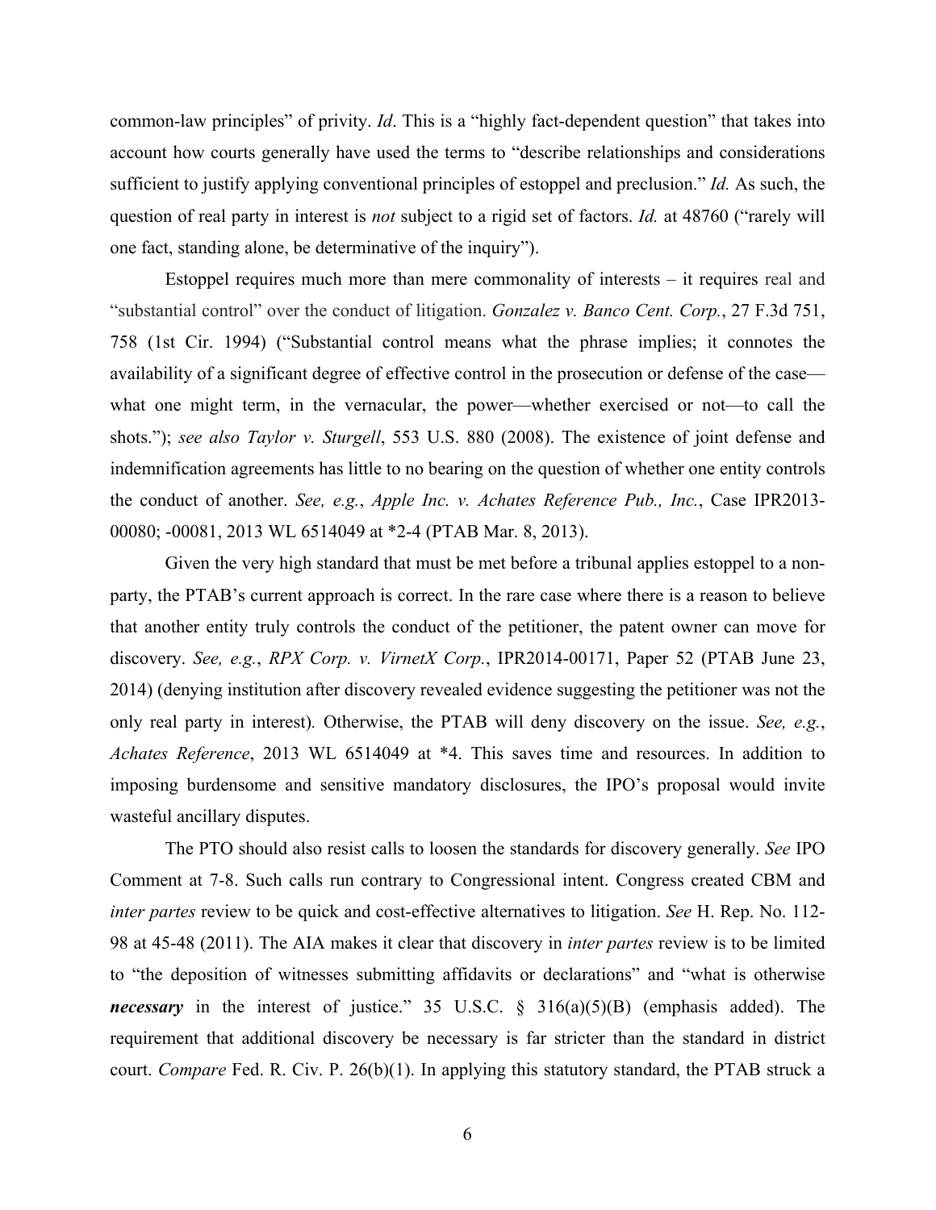common-law principles" of privity. *Id*. This is a "highly fact-dependent question" that takes into account how courts generally have used the terms to "describe relationships and considerations sufficient to justify applying conventional principles of estoppel and preclusion." *Id.* As such, the question of real party in interest is *not* subject to a rigid set of factors. *Id.* at 48760 ("rarely will one fact, standing alone, be determinative of the inquiry").

Estoppel requires much more than mere commonality of interests – it requires real and "substantial control" over the conduct of litigation. *Gonzalez v. Banco Cent. Corp.*, 27 F.3d 751, 758 (1st Cir. 1994) ("Substantial control means what the phrase implies; it connotes the availability of a significant degree of effective control in the prosecution or defense of the case—what one might term, in the vernacular, the power—whether exercised or not—to call the shots."); *see also Taylor v. Sturgell*, 553 U.S. 880 (2008). The existence of joint defense and indemnification agreements has little to no bearing on the question of whether one entity controls the conduct of another. *See, e.g.*, *Apple Inc. v. Achates Reference Pub., Inc.*, Case IPR2013-00080; -00081, 2013 WL 6514049 at *2-4 (PTAB Mar. 8, 2013).

Given the very high standard that must be met before a tribunal applies estoppel to a non-party, the PTAB's current approach is correct. In the rare case where there is a reason to believe that another entity truly controls the conduct of the petitioner, the patent owner can move for discovery. *See, e.g.*, *RPX Corp. v. VirnetX Corp.*, IPR2014-00171, Paper 52 (PTAB June 23, 2014) (denying institution after discovery revealed evidence suggesting the petitioner was not the only real party in interest). Otherwise, the PTAB will deny discovery on the issue. *See, e.g.*, *Achates Reference*, 2013 WL 6514049 at *4. This saves time and resources. In addition to imposing burdensome and sensitive mandatory disclosures, the IPO's proposal would invite wasteful ancillary disputes.

The PTO should also resist calls to loosen the standards for discovery generally. *See* IPO Comment at 7-8. Such calls run contrary to Congressional intent. Congress created CBM and *inter partes* review to be quick and cost-effective alternatives to litigation. *See* H. Rep. No. 112-98 at 45-48 (2011). The AIA makes it clear that discovery in *inter partes* review is to be limited to "the deposition of witnesses submitting affidavits or declarations" and "what is otherwise ***necessary*** in the interest of justice." 35 U.S.C. § 316(a)(5)(B) (emphasis added). The requirement that additional discovery be necessary is far stricter than the standard in district court. *Compare* Fed. R. Civ. P. 26(b)(1). In applying this statutory standard, the PTAB struck a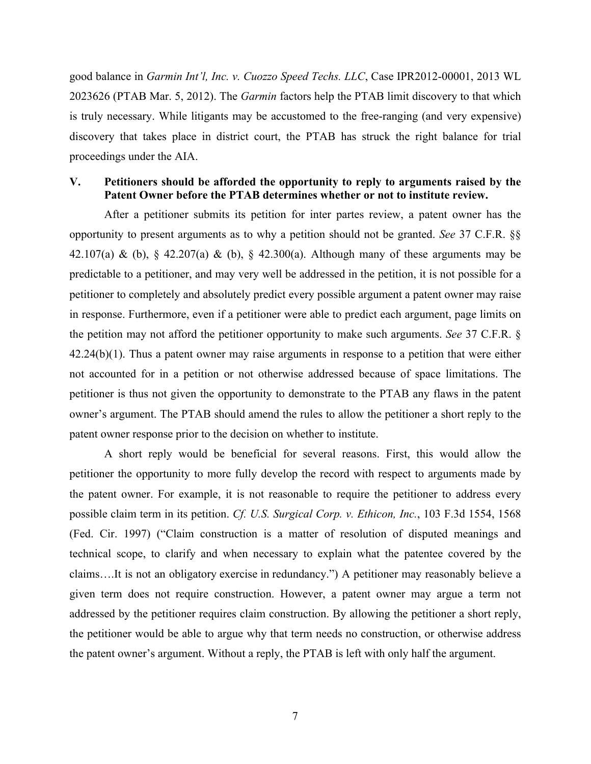good balance in *Garmin Int'l, Inc. v. Cuozzo Speed Techs. LLC*, Case IPR2012-00001, 2013 WL 2023626 (PTAB Mar. 5, 2012). The *Garmin* factors help the PTAB limit discovery to that which is truly necessary. While litigants may be accustomed to the free-ranging (and very expensive) discovery that takes place in district court, the PTAB has struck the right balance for trial proceedings under the AIA.

## V. Petitioners should be afforded the opportunity to reply to arguments raised by the Patent Owner before the PTAB determines whether or not to institute review.

After a petitioner submits its petition for inter partes review, a patent owner has the opportunity to present arguments as to why a petition should not be granted. *See* 37 C.F.R. §§ 42.107(a) & (b), § 42.207(a) & (b), § 42.300(a). Although many of these arguments may be predictable to a petitioner, and may very well be addressed in the petition, it is not possible for a petitioner to completely and absolutely predict every possible argument a patent owner may raise in response. Furthermore, even if a petitioner were able to predict each argument, page limits on the petition may not afford the petitioner opportunity to make such arguments. *See* 37 C.F.R. § 42.24(b)(1). Thus a patent owner may raise arguments in response to a petition that were either not accounted for in a petition or not otherwise addressed because of space limitations. The petitioner is thus not given the opportunity to demonstrate to the PTAB any flaws in the patent owner's argument. The PTAB should amend the rules to allow the petitioner a short reply to the patent owner response prior to the decision on whether to institute.

A short reply would be beneficial for several reasons. First, this would allow the petitioner the opportunity to more fully develop the record with respect to arguments made by the patent owner. For example, it is not reasonable to require the petitioner to address every possible claim term in its petition. *Cf. U.S. Surgical Corp. v. Ethicon, Inc.*, 103 F.3d 1554, 1568 (Fed. Cir. 1997) ("Claim construction is a matter of resolution of disputed meanings and technical scope, to clarify and when necessary to explain what the patentee covered by the claims….It is not an obligatory exercise in redundancy.") A petitioner may reasonably believe a given term does not require construction. However, a patent owner may argue a term not addressed by the petitioner requires claim construction. By allowing the petitioner a short reply, the petitioner would be able to argue why that term needs no construction, or otherwise address the patent owner's argument. Without a reply, the PTAB is left with only half the argument.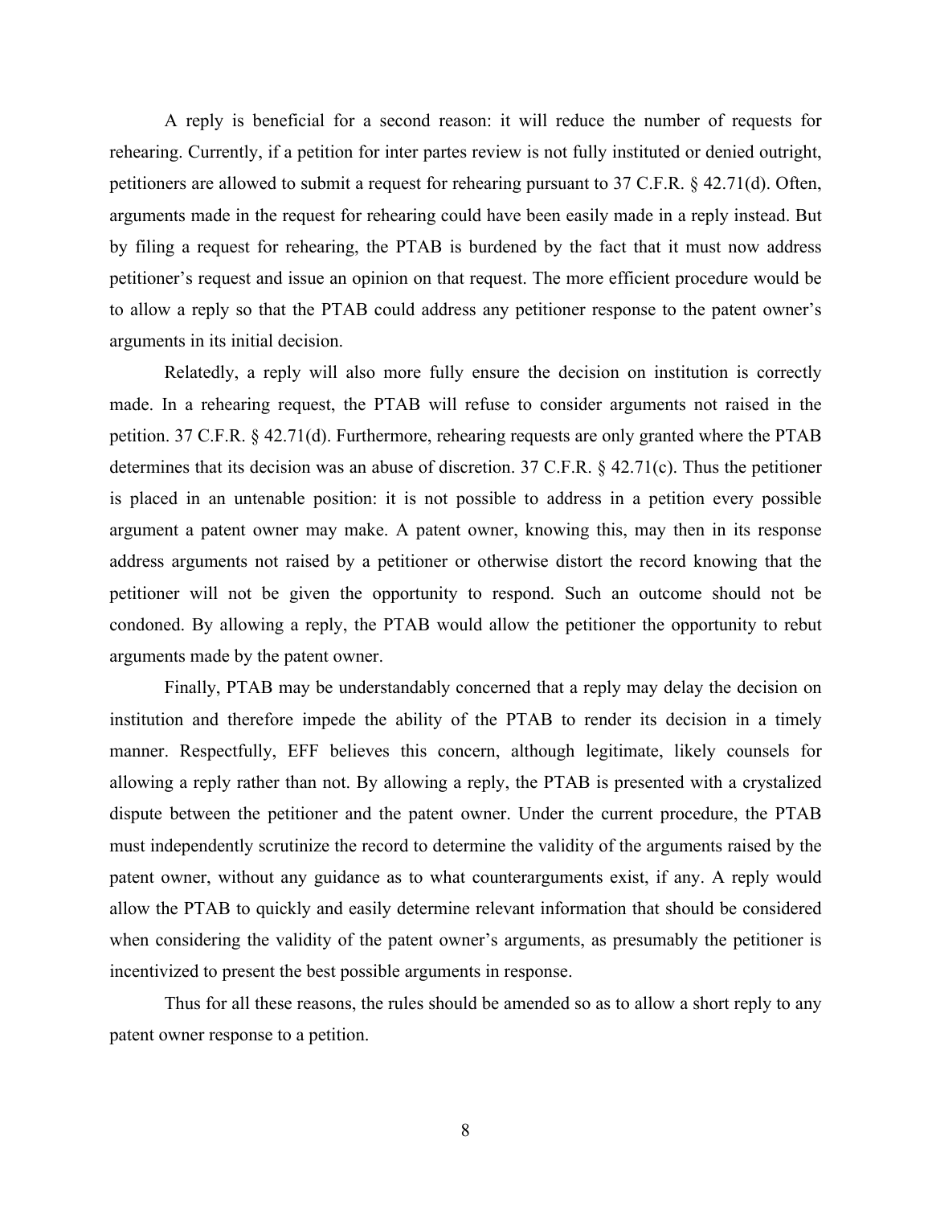A reply is beneficial for a second reason: it will reduce the number of requests for rehearing. Currently, if a petition for inter partes review is not fully instituted or denied outright, petitioners are allowed to submit a request for rehearing pursuant to 37 C.F.R. § 42.71(d). Often, arguments made in the request for rehearing could have been easily made in a reply instead. But by filing a request for rehearing, the PTAB is burdened by the fact that it must now address petitioner's request and issue an opinion on that request. The more efficient procedure would be to allow a reply so that the PTAB could address any petitioner response to the patent owner's arguments in its initial decision.

Relatedly, a reply will also more fully ensure the decision on institution is correctly made. In a rehearing request, the PTAB will refuse to consider arguments not raised in the petition. 37 C.F.R. § 42.71(d). Furthermore, rehearing requests are only granted where the PTAB determines that its decision was an abuse of discretion. 37 C.F.R. § 42.71(c). Thus the petitioner is placed in an untenable position: it is not possible to address in a petition every possible argument a patent owner may make. A patent owner, knowing this, may then in its response address arguments not raised by a petitioner or otherwise distort the record knowing that the petitioner will not be given the opportunity to respond. Such an outcome should not be condoned. By allowing a reply, the PTAB would allow the petitioner the opportunity to rebut arguments made by the patent owner.

Finally, PTAB may be understandably concerned that a reply may delay the decision on institution and therefore impede the ability of the PTAB to render its decision in a timely manner. Respectfully, EFF believes this concern, although legitimate, likely counsels for allowing a reply rather than not. By allowing a reply, the PTAB is presented with a crystalized dispute between the petitioner and the patent owner. Under the current procedure, the PTAB must independently scrutinize the record to determine the validity of the arguments raised by the patent owner, without any guidance as to what counterarguments exist, if any. A reply would allow the PTAB to quickly and easily determine relevant information that should be considered when considering the validity of the patent owner's arguments, as presumably the petitioner is incentivized to present the best possible arguments in response.

Thus for all these reasons, the rules should be amended so as to allow a short reply to any patent owner response to a petition.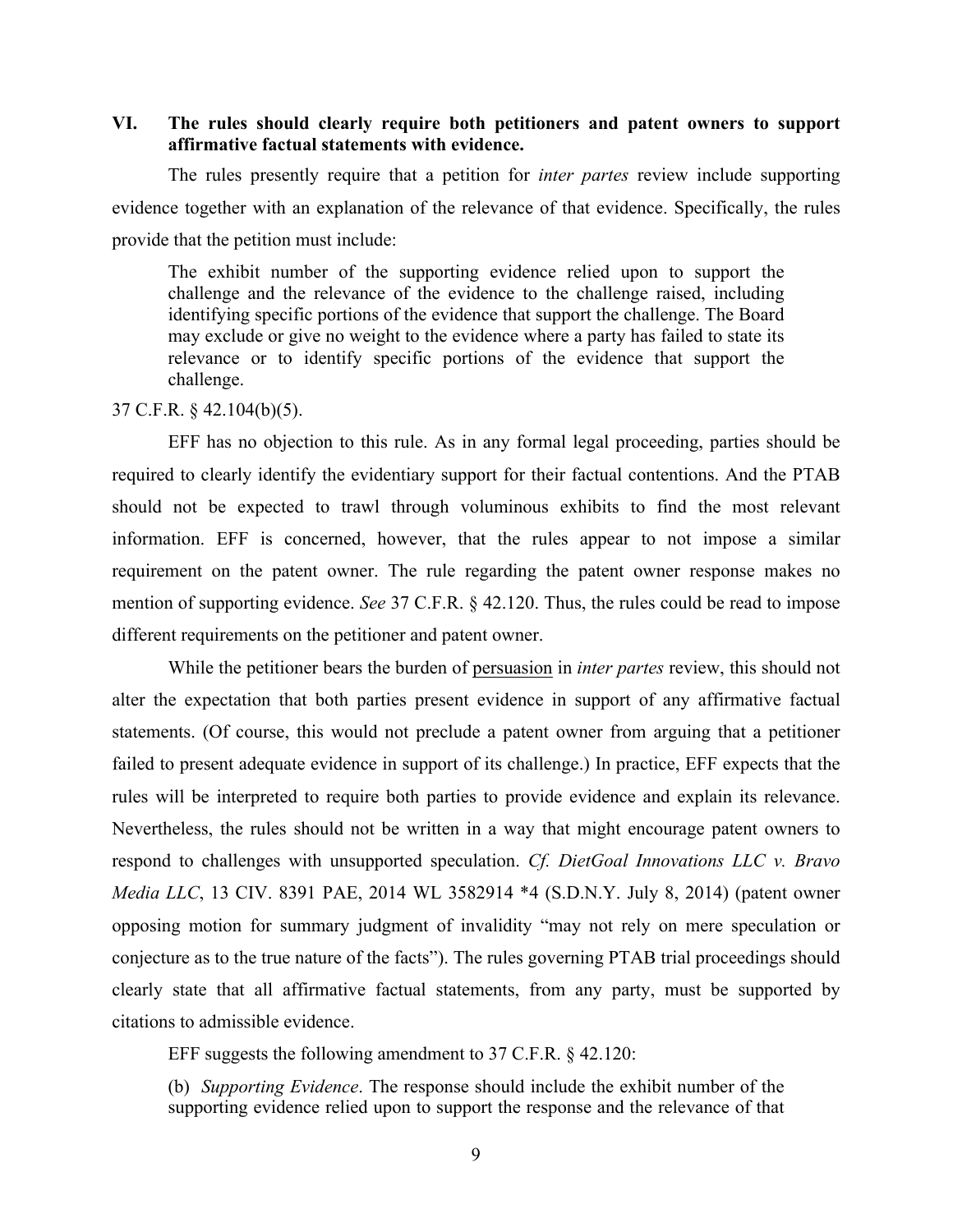## VI. The rules should clearly require both petitioners and patent owners to support affirmative factual statements with evidence.

The rules presently require that a petition for *inter partes* review include supporting evidence together with an explanation of the relevance of that evidence. Specifically, the rules provide that the petition must include:

> The exhibit number of the supporting evidence relied upon to support the challenge and the relevance of the evidence to the challenge raised, including identifying specific portions of the evidence that support the challenge. The Board may exclude or give no weight to the evidence where a party has failed to state its relevance or to identify specific portions of the evidence that support the challenge.

37 C.F.R. § 42.104(b)(5).

EFF has no objection to this rule. As in any formal legal proceeding, parties should be required to clearly identify the evidentiary support for their factual contentions. And the PTAB should not be expected to trawl through voluminous exhibits to find the most relevant information. EFF is concerned, however, that the rules appear to not impose a similar requirement on the patent owner. The rule regarding the patent owner response makes no mention of supporting evidence. *See* 37 C.F.R. § 42.120. Thus, the rules could be read to impose different requirements on the petitioner and patent owner.

While the petitioner bears the burden of <u>persuasion</u> in *inter partes* review, this should not alter the expectation that both parties present evidence in support of any affirmative factual statements. (Of course, this would not preclude a patent owner from arguing that a petitioner failed to present adequate evidence in support of its challenge.) In practice, EFF expects that the rules will be interpreted to require both parties to provide evidence and explain its relevance. Nevertheless, the rules should not be written in a way that might encourage patent owners to respond to challenges with unsupported speculation. *Cf. DietGoal Innovations LLC v. Bravo Media LLC*, 13 CIV. 8391 PAE, 2014 WL 3582914 *4 (S.D.N.Y. July 8, 2014) (patent owner opposing motion for summary judgment of invalidity "may not rely on mere speculation or conjecture as to the true nature of the facts"). The rules governing PTAB trial proceedings should clearly state that all affirmative factual statements, from any party, must be supported by citations to admissible evidence.

EFF suggests the following amendment to 37 C.F.R. § 42.120:

> (b) *Supporting Evidence*. The response should include the exhibit number of the supporting evidence relied upon to support the response and the relevance of that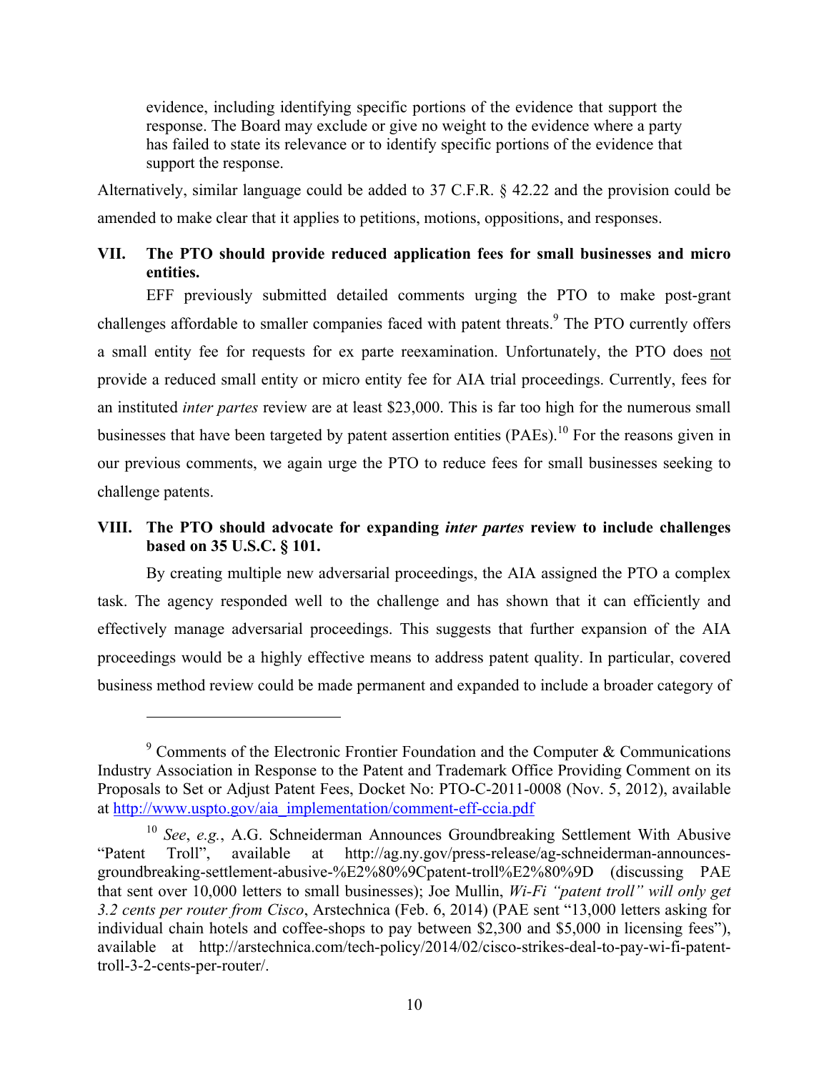> evidence, including identifying specific portions of the evidence that support the response. The Board may exclude or give no weight to the evidence where a party has failed to state its relevance or to identify specific portions of the evidence that support the response.

Alternatively, similar language could be added to 37 C.F.R. § 42.22 and the provision could be amended to make clear that it applies to petitions, motions, oppositions, and responses.

## VII. The PTO should provide reduced application fees for small businesses and micro entities.

EFF previously submitted detailed comments urging the PTO to make post-grant challenges affordable to smaller companies faced with patent threats.[9] The PTO currently offers a small entity fee for requests for ex parte reexamination. Unfortunately, the PTO does <u>not</u> provide a reduced small entity or micro entity fee for AIA trial proceedings. Currently, fees for an instituted *inter partes* review are at least $23,000. This is far too high for the numerous small businesses that have been targeted by patent assertion entities (PAEs).[10] For the reasons given in our previous comments, we again urge the PTO to reduce fees for small businesses seeking to challenge patents.

## VIII. The PTO should advocate for expanding *inter partes* review to include challenges based on 35 U.S.C. § 101.

By creating multiple new adversarial proceedings, the AIA assigned the PTO a complex task. The agency responded well to the challenge and has shown that it can efficiently and effectively manage adversarial proceedings. This suggests that further expansion of the AIA proceedings would be a highly effective means to address patent quality. In particular, covered business method review could be made permanent and expanded to include a broader category of

---

[9] Comments of the Electronic Frontier Foundation and the Computer & Communications Industry Association in Response to the Patent and Trademark Office Providing Comment on its Proposals to Set or Adjust Patent Fees, Docket No: PTO-C-2011-0008 (Nov. 5, 2012), available at [http://www.uspto.gov/aia_implementation/comment-eff-ccia.pdf](http://www.uspto.gov/aia_implementation/comment-eff-ccia.pdf)

[10] *See*, *e.g.*, A.G. Schneiderman Announces Groundbreaking Settlement With Abusive "Patent Troll", available at http://ag.ny.gov/press-release/ag-schneiderman-announces-groundbreaking-settlement-abusive-%E2%80%9Cpatent-troll%E2%80%9D (discussing PAE that sent over 10,000 letters to small businesses); Joe Mullin, *Wi-Fi "patent troll" will only get 3.2 cents per router from Cisco*, Arstechnica (Feb. 6, 2014) (PAE sent "13,000 letters asking for individual chain hotels and coffee-shops to pay between $2,300 and $5,000 in licensing fees"), available at http://arstechnica.com/tech-policy/2014/02/cisco-strikes-deal-to-pay-wi-fi-patent-troll-3-2-cents-per-router/.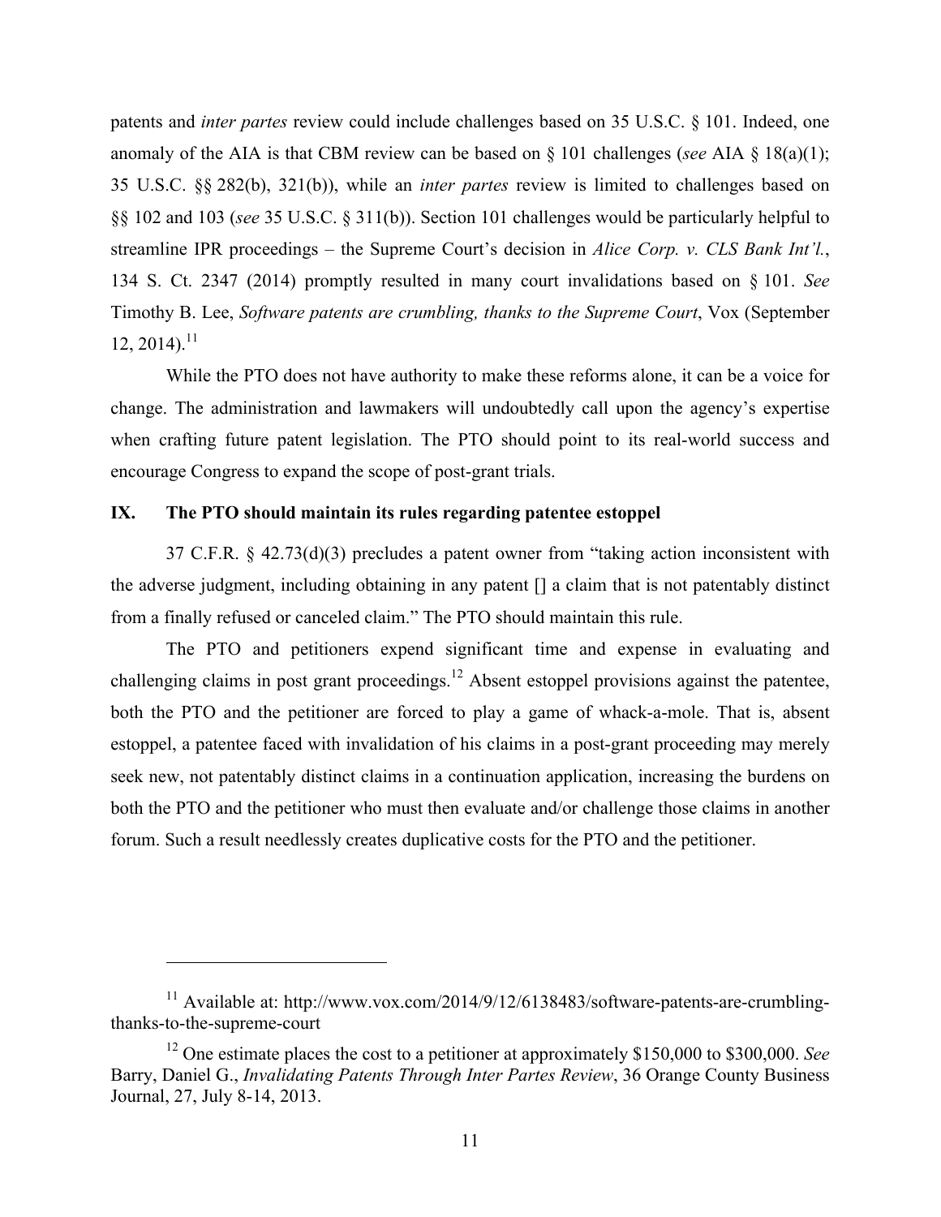patents and *inter partes* review could include challenges based on 35 U.S.C. § 101. Indeed, one anomaly of the AIA is that CBM review can be based on § 101 challenges (*see* AIA § 18(a)(1); 35 U.S.C. §§ 282(b), 321(b)), while an *inter partes* review is limited to challenges based on §§ 102 and 103 (*see* 35 U.S.C. § 311(b)). Section 101 challenges would be particularly helpful to streamline IPR proceedings – the Supreme Court's decision in *Alice Corp. v. CLS Bank Int'l.*, 134 S. Ct. 2347 (2014) promptly resulted in many court invalidations based on § 101. *See* Timothy B. Lee, *Software patents are crumbling, thanks to the Supreme Court*, Vox (September 12, 2014).[11]

While the PTO does not have authority to make these reforms alone, it can be a voice for change. The administration and lawmakers will undoubtedly call upon the agency's expertise when crafting future patent legislation. The PTO should point to its real-world success and encourage Congress to expand the scope of post-grant trials.

## IX. The PTO should maintain its rules regarding patentee estoppel

37 C.F.R. § 42.73(d)(3) precludes a patent owner from "taking action inconsistent with the adverse judgment, including obtaining in any patent [] a claim that is not patentably distinct from a finally refused or canceled claim." The PTO should maintain this rule.

The PTO and petitioners expend significant time and expense in evaluating and challenging claims in post grant proceedings.[12] Absent estoppel provisions against the patentee, both the PTO and the petitioner are forced to play a game of whack-a-mole. That is, absent estoppel, a patentee faced with invalidation of his claims in a post-grant proceeding may merely seek new, not patentably distinct claims in a continuation application, increasing the burdens on both the PTO and the petitioner who must then evaluate and/or challenge those claims in another forum. Such a result needlessly creates duplicative costs for the PTO and the petitioner.

---

[11] Available at: http://www.vox.com/2014/9/12/6138483/software-patents-are-crumbling-thanks-to-the-supreme-court

[12] One estimate places the cost to a petitioner at approximately $150,000 to $300,000. *See* Barry, Daniel G., *Invalidating Patents Through Inter Partes Review*, 36 Orange County Business Journal, 27, July 8-14, 2013.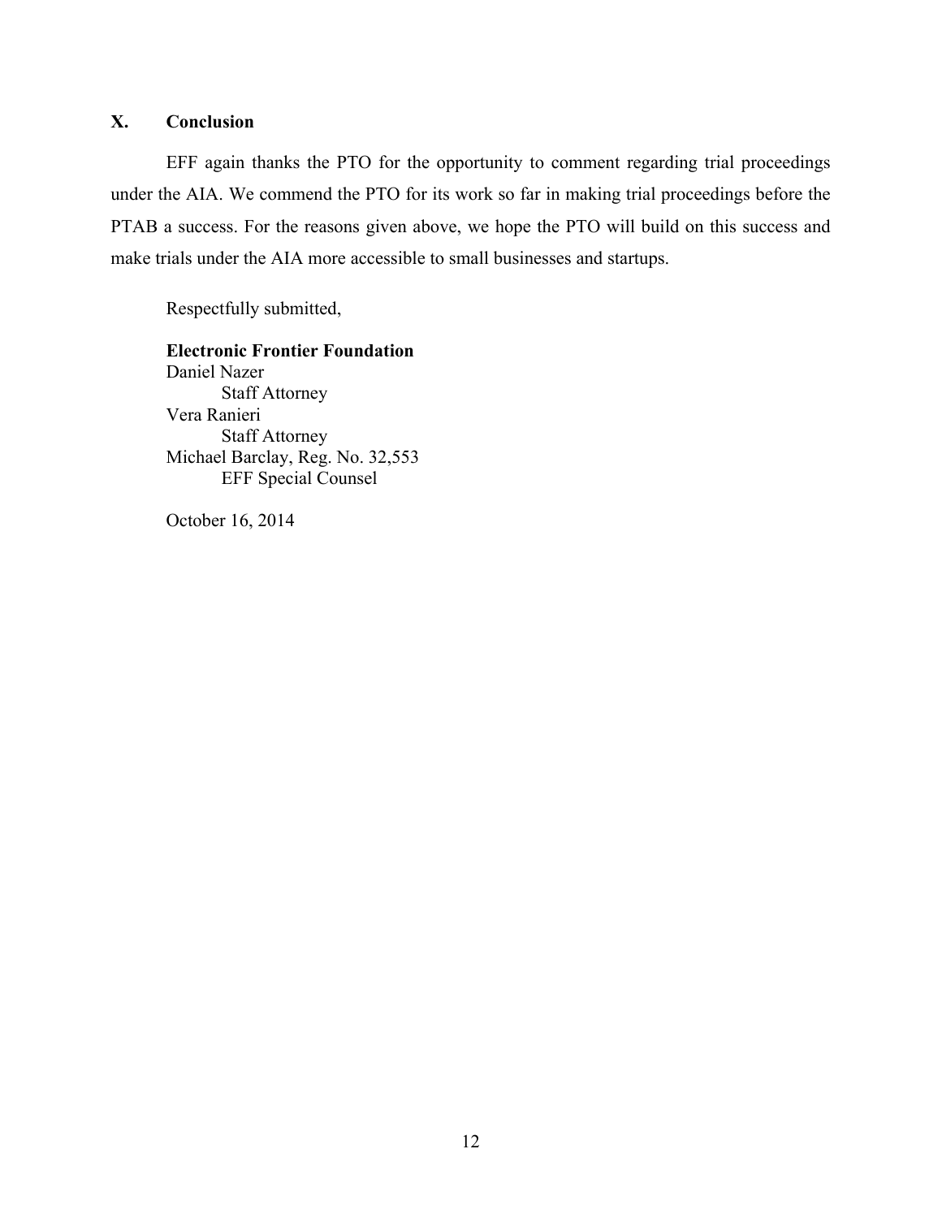## X. Conclusion

EFF again thanks the PTO for the opportunity to comment regarding trial proceedings under the AIA. We commend the PTO for its work so far in making trial proceedings before the PTAB a success. For the reasons given above, we hope the PTO will build on this success and make trials under the AIA more accessible to small businesses and startups.

Respectfully submitted,

**Electronic Frontier Foundation**
Daniel Nazer
Staff Attorney
Vera Ranieri
Staff Attorney
Michael Barclay, Reg. No. 32,553
EFF Special Counsel

October 16, 2014